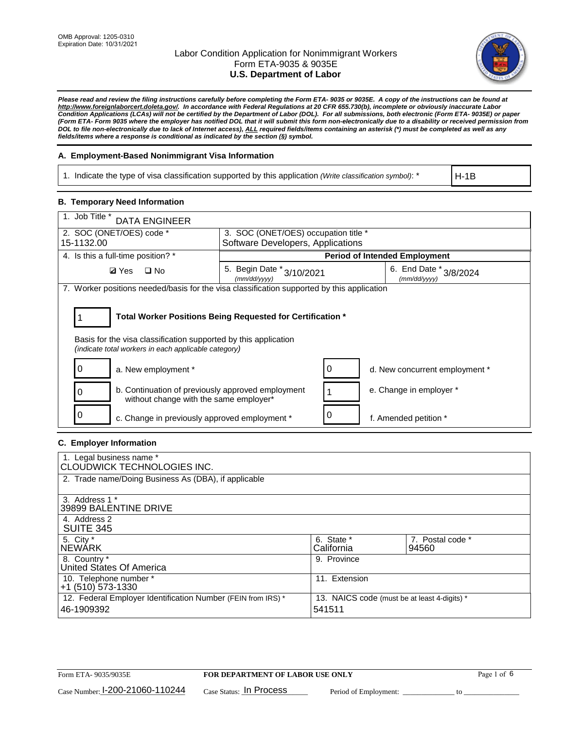OMB Approval: 1205-0310
Expiration Date: 10/31/2021

# Labor Condition Application for Nonimmigrant Workers
Form ETA-9035 & 9035E
**U.S. Department of Labor**

***Please read and review the filing instructions carefully before completing the Form ETA- 9035 or 9035E. A copy of the instructions can be found at http://www.foreignlaborcert.doleta.gov/. In accordance with Federal Regulations at 20 CFR 655.730(b), incomplete or obviously inaccurate Labor Condition Applications (LCAs) will not be certified by the Department of Labor (DOL). For all submissions, both electronic (Form ETA- 9035E) or paper (Form ETA- Form 9035 where the employer has notified DOL that it will submit this form non-electronically due to a disability or received permission from DOL to file non-electronically due to lack of Internet access), ALL required fields/items containing an asterisk (*) must be completed as well as any fields/items where a response is conditional as indicated by the section (§) symbol.***

### A. Employment-Based Nonimmigrant Visa Information

| 1. Indicate the type of visa classification supported by this application *(Write classification symbol)*: * | H-1B |
|---|---|

### B. Temporary Need Information

| 1. Job Title * DATA ENGINEER | | |
|---|---|---|
| 2. SOC (ONET/OES) code * 15-1132.00 | 3. SOC (ONET/OES) occupation title * Software Developers, Applications | |
| 4. Is this a full-time position? * | **Period of Intended Employment** | |
| ☑ Yes ☐ No | 5. Begin Date * 3/10/2021 *(mm/dd/yyyy)* | 6. End Date * 3/8/2024 *(mm/dd/yyyy)* |

7. Worker positions needed/basis for the visa classification supported by this application

**Total Worker Positions Being Requested for Certification *:** 1

Basis for the visa classification supported by this application
*(indicate total workers in each applicable category)*

| Count | Category | Count | Category |
|---|---|---|---|
| 0 | a. New employment * | 0 | d. New concurrent employment * |
| 0 | b. Continuation of previously approved employment without change with the same employer* | 1 | e. Change in employer * |
| 0 | c. Change in previously approved employment * | 0 | f. Amended petition * |

### C. Employer Information

| 1. Legal business name * CLOUDWICK TECHNOLOGIES INC. | | |
|---|---|---|
| 2. Trade name/Doing Business As (DBA), if applicable | | |
| 3. Address 1 * 39899 BALENTINE DRIVE | | |
| 4. Address 2 SUITE 345 | | |
| 5. City * NEWARK | 6. State * California | 7. Postal code * 94560 |
| 8. Country * United States Of America | 9. Province | |
| 10. Telephone number * +1 (510) 573-1330 | 11. Extension | |
| 12. Federal Employer Identification Number (FEIN from IRS) * 46-1909392 | 13. NAICS code (must be at least 4-digits) * 541511 | |

Form ETA- 9035/9035E | **FOR DEPARTMENT OF LABOR USE ONLY**

Case Number: I-200-21060-110244 Case Status: In Process Period of Employment: _____________ to _____________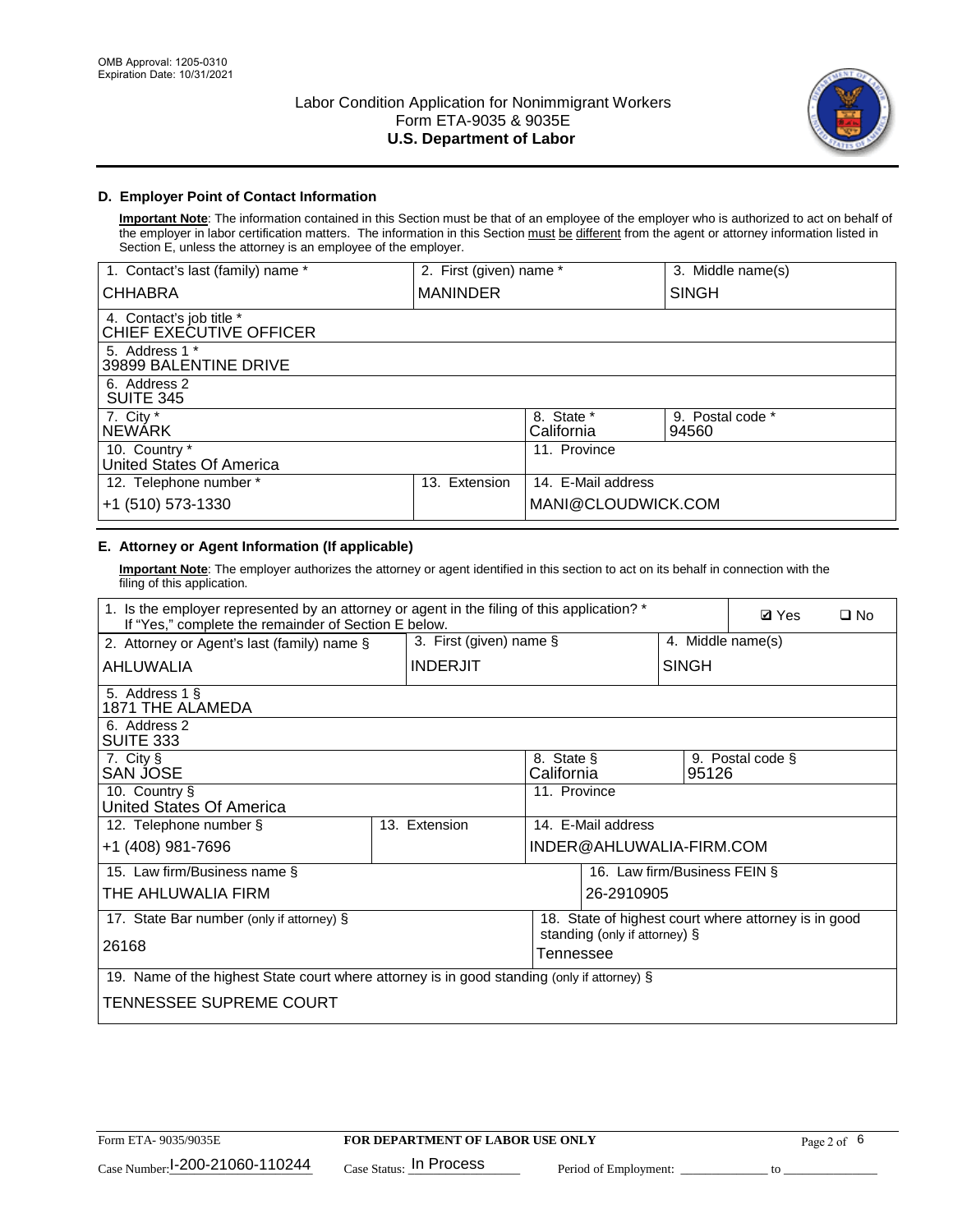## D. Employer Point of Contact Information

**Important Note**: The information contained in this Section must be that of an employee of the employer who is authorized to act on behalf of the employer in labor certification matters. The information in this Section must be different from the agent or attorney information listed in Section E, unless the attorney is an employee of the employer.

| 1. Contact's last (family) name * | 2. First (given) name * | | 3. Middle name(s) |
|---|---|---|---|
| CHHABRA | MANINDER | | SINGH |
| 4. Contact's job title * CHIEF EXECUTIVE OFFICER | | | |
| 5. Address 1 * 39899 BALENTINE DRIVE | | | |
| 6. Address 2 SUITE 345 | | | |
| 7. City * NEWARK | | 8. State * California | 9. Postal code * 94560 |
| 10. Country * United States Of America | | 11. Province | |
| 12. Telephone number * | 13. Extension | 14. E-Mail address | |
| +1 (510) 573-1330 | | MANI@CLOUDWICK.COM | |

## E. Attorney or Agent Information (If applicable)

**Important Note**: The employer authorizes the attorney or agent identified in this section to act on its behalf in connection with the filing of this application.

| 1. Is the employer represented by an attorney or agent in the filing of this application? * If "Yes," complete the remainder of Section E below. | | | ☑ Yes ☐ No |
|---|---|---|---|
| 2. Attorney or Agent's last (family) name § | 3. First (given) name § | | 4. Middle name(s) |
| AHLUWALIA | INDERJIT | | SINGH |
| 5. Address 1 § 1871 THE ALAMEDA | | | |
| 6. Address 2 SUITE 333 | | | |
| 7. City § SAN JOSE | | 8. State § California | 9. Postal code § 95126 |
| 10. Country § United States Of America | | 11. Province | |
| 12. Telephone number § | 13. Extension | 14. E-Mail address | |
| +1 (408) 981-7696 | | INDER@AHLUWALIA-FIRM.COM | |
| 15. Law firm/Business name § | | 16. Law firm/Business FEIN § | |
| THE AHLUWALIA FIRM | | 26-2910905 | |
| 17. State Bar number (only if attorney) § | | 18. State of highest court where attorney is in good standing (only if attorney) § | |
| 26168 | | Tennessee | |
| 19. Name of the highest State court where attorney is in good standing (only if attorney) § | | | |
| TENNESSEE SUPREME COURT | | | |

Form ETA- 9035/9035E | **FOR DEPARTMENT OF LABOR USE ONLY**

Case Number: I-200-21060-110244 | Case Status: In Process | Period of Employment: ______________ to ______________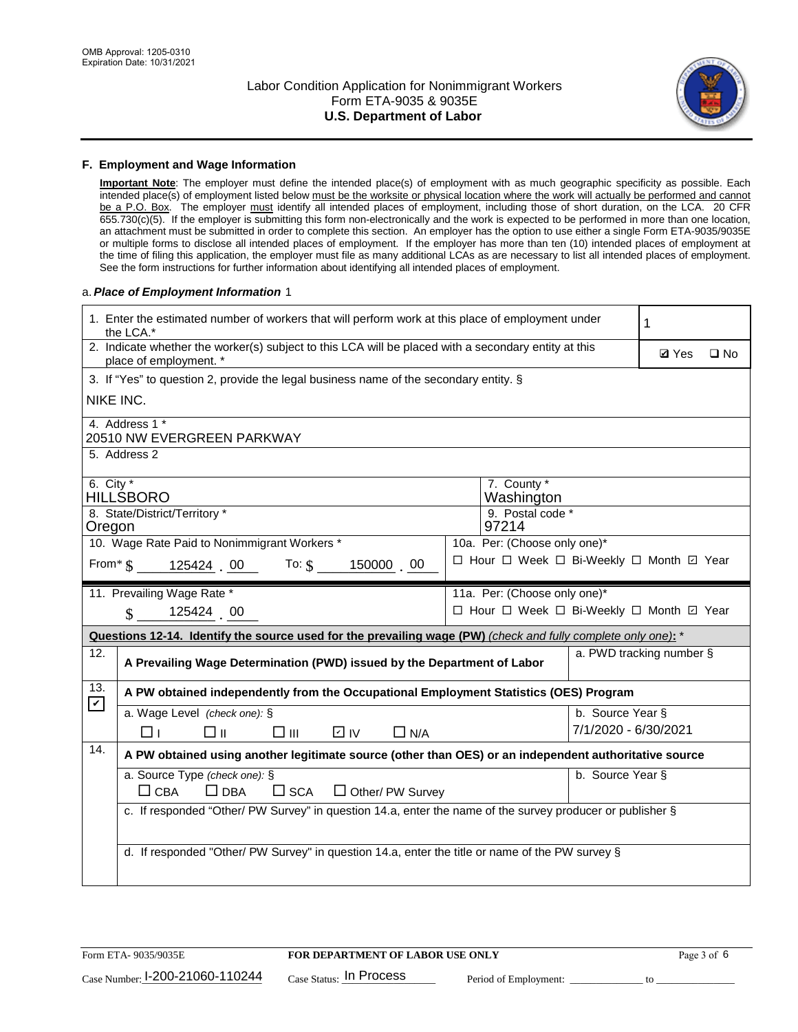### F. Employment and Wage Information

**Important Note**: The employer must define the intended place(s) of employment with as much geographic specificity as possible. Each intended place(s) of employment listed below must be the worksite or physical location where the work will actually be performed and cannot be a P.O. Box. The employer must identify all intended places of employment, including those of short duration, on the LCA. 20 CFR 655.730(c)(5). If the employer is submitting this form non-electronically and the work is expected to be performed in more than one location, an attachment must be submitted in order to complete this section. An employer has the option to use either a single Form ETA-9035/9035E or multiple forms to disclose all intended places of employment. If the employer has more than ten (10) intended places of employment at the time of filing this application, the employer must file as many additional LCAs as are necessary to list all intended places of employment. See the form instructions for further information about identifying all intended places of employment.

a. ***Place of Employment Information*** 1

1. Enter the estimated number of workers that will perform work at this place of employment under the LCA.* **1**

2. Indicate whether the worker(s) subject to this LCA will be placed with a secondary entity at this place of employment. * ☑ Yes ☐ No

3. If "Yes" to question 2, provide the legal business name of the secondary entity. §
NIKE INC.

4. Address 1 *
20510 NW EVERGREEN PARKWAY

5. Address 2

| 6. City * | 7. County * |
|---|---|
| HILLSBORO | Washington |
| **8. State/District/Territory *** | **9. Postal code *** |
| Oregon | 97214 |

10. Wage Rate Paid to Nonimmigrant Workers *
From* $ 125424 . 00 To: $ 150000 . 00

10a. Per: (Choose only one)*
☐ Hour ☐ Week ☐ Bi-Weekly ☐ Month ☑ Year

11. Prevailing Wage Rate *
$ 125424 . 00

11a. Per: (Choose only one)*
☐ Hour ☐ Week ☐ Bi-Weekly ☐ Month ☑ Year

**Questions 12-14. Identify the source used for the prevailing wage (PW)** *(check and fully complete only one)*: *

12. ☐ **A Prevailing Wage Determination (PWD) issued by the Department of Labor**
a. PWD tracking number §

13. ☑ **A PW obtained independently from the Occupational Employment Statistics (OES) Program**
a. Wage Level *(check one)*: § ☐ I ☐ II ☐ III ☑ IV ☐ N/A
b. Source Year § 7/1/2020 - 6/30/2021

14. ☐ **A PW obtained using another legitimate source (other than OES) or an independent authoritative source**
a. Source Type *(check one)*: § ☐ CBA ☐ DBA ☐ SCA ☐ Other/ PW Survey
b. Source Year §
c. If responded "Other/ PW Survey" in question 14.a, enter the name of the survey producer or publisher §
d. If responded "Other/ PW Survey" in question 14.a, enter the title or name of the PW survey §

Form ETA- 9035/9035E **FOR DEPARTMENT OF LABOR USE ONLY**
Case Number: I-200-21060-110244 Case Status: In Process Period of Employment: _____________ to _____________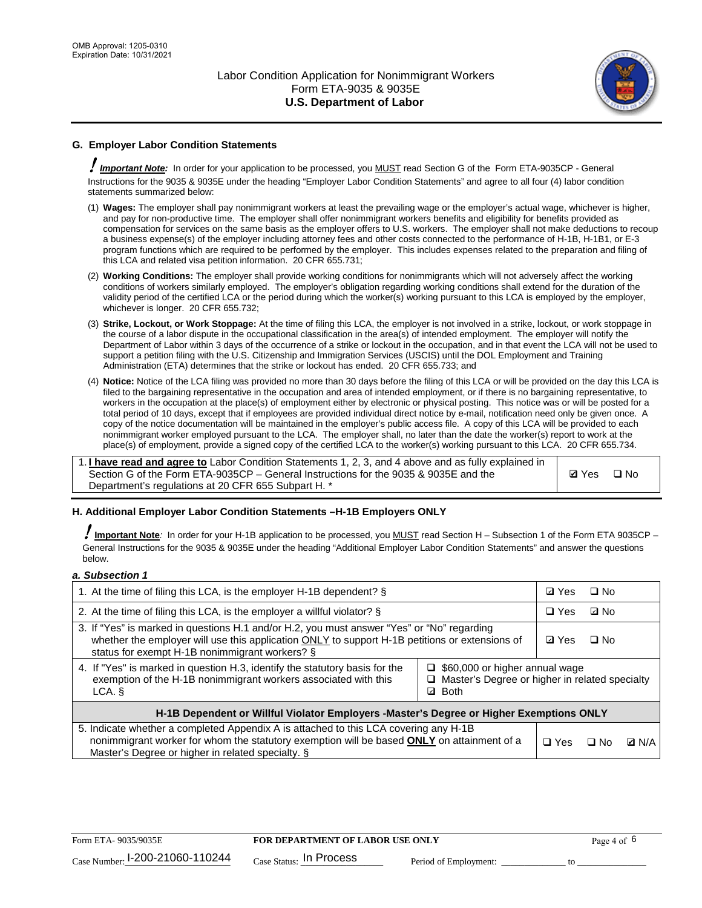## G. Employer Labor Condition Statements

***Important Note:*** In order for your application to be processed, you MUST read Section G of the Form ETA-9035CP - General Instructions for the 9035 & 9035E under the heading "Employer Labor Condition Statements" and agree to all four (4) labor condition statements summarized below:

(1) **Wages:** The employer shall pay nonimmigrant workers at least the prevailing wage or the employer's actual wage, whichever is higher, and pay for non-productive time. The employer shall offer nonimmigrant workers benefits and eligibility for benefits provided as compensation for services on the same basis as the employer offers to U.S. workers. The employer shall not make deductions to recoup a business expense(s) of the employer including attorney fees and other costs connected to the performance of H-1B, H-1B1, or E-3 program functions which are required to be performed by the employer. This includes expenses related to the preparation and filing of this LCA and related visa petition information. 20 CFR 655.731;

(2) **Working Conditions:** The employer shall provide working conditions for nonimmigrants which will not adversely affect the working conditions of workers similarly employed. The employer's obligation regarding working conditions shall extend for the duration of the validity period of the certified LCA or the period during which the worker(s) working pursuant to this LCA is employed by the employer, whichever is longer. 20 CFR 655.732;

(3) **Strike, Lockout, or Work Stoppage:** At the time of filing this LCA, the employer is not involved in a strike, lockout, or work stoppage in the course of a labor dispute in the occupational classification in the area(s) of intended employment. The employer will notify the Department of Labor within 3 days of the occurrence of a strike or lockout in the occupation, and in that event the LCA will not be used to support a petition filing with the U.S. Citizenship and Immigration Services (USCIS) until the DOL Employment and Training Administration (ETA) determines that the strike or lockout has ended. 20 CFR 655.733; and

(4) **Notice:** Notice of the LCA filing was provided no more than 30 days before the filing of this LCA or will be provided on the day this LCA is filed to the bargaining representative in the occupation and area of intended employment, or if there is no bargaining representative, to workers in the occupation at the place(s) of employment either by electronic or physical posting. This notice was or will be posted for a total period of 10 days, except that if employees are provided individual direct notice by e-mail, notification need only be given once. A copy of the notice documentation will be maintained in the employer's public access file. A copy of this LCA will be provided to each nonimmigrant worker employed pursuant to the LCA. The employer shall, no later than the date the worker(s) report to work at the place(s) of employment, provide a signed copy of the certified LCA to the worker(s) working pursuant to this LCA. 20 CFR 655.734.

| | |
|---|---|
| 1. **I have read and agree to** Labor Condition Statements 1, 2, 3, and 4 above and as fully explained in Section G of the Form ETA-9035CP – General Instructions for the 9035 & 9035E and the Department's regulations at 20 CFR 655 Subpart H. * | ☑ Yes ☐ No |

## H. Additional Employer Labor Condition Statements –H-1B Employers ONLY

***Important Note:*** In order for your H-1B application to be processed, you MUST read Section H – Subsection 1 of the Form ETA 9035CP – General Instructions for the 9035 & 9035E under the heading "Additional Employer Labor Condition Statements" and answer the questions below.

*a. Subsection 1*

| | | |
|---|---|---|
| 1. At the time of filing this LCA, is the employer H-1B dependent? § | | ☑ Yes ☐ No |
| 2. At the time of filing this LCA, is the employer a willful violator? § | | ☐ Yes ☑ No |
| 3. If "Yes" is marked in questions H.1 and/or H.2, you must answer "Yes" or "No" regarding whether the employer will use this application ONLY to support H-1B petitions or extensions of status for exempt H-1B nonimmigrant workers? § | | ☑ Yes ☐ No |
| 4. If "Yes" is marked in question H.3, identify the statutory basis for the exemption of the H-1B nonimmigrant workers associated with this LCA. § | ☐ $60,000 or higher annual wage<br>☐ Master's Degree or higher in related specialty<br>☑ Both | |
| **H-1B Dependent or Willful Violator Employers -Master's Degree or Higher Exemptions ONLY** | | |
| 5. Indicate whether a completed Appendix A is attached to this LCA covering any H-1B nonimmigrant worker for whom the statutory exemption will be based **ONLY** on attainment of a Master's Degree or higher in related specialty. § | | ☐ Yes ☐ No ☑ N/A |

Form ETA- 9035/9035E | **FOR DEPARTMENT OF LABOR USE ONLY**

Case Number: I-200-21060-110244 Case Status: In Process Period of Employment: _____________ to _____________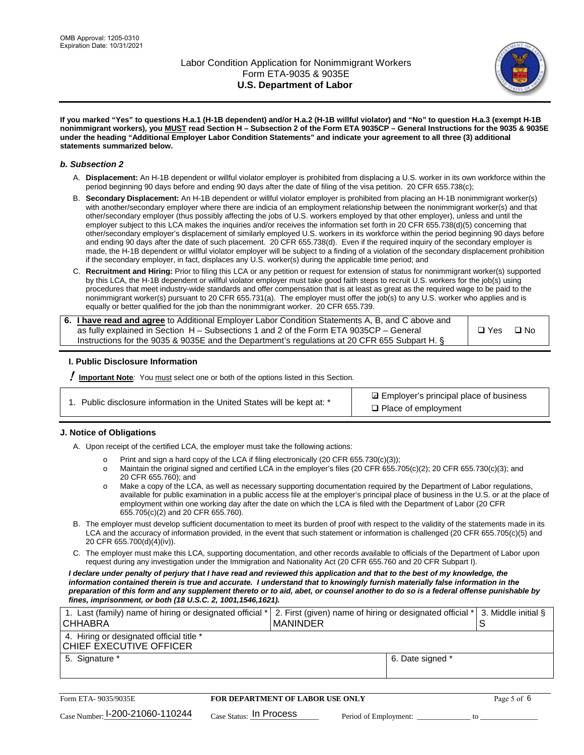**If you marked "Yes" to questions H.a.1 (H-1B dependent) and/or H.a.2 (H-1B willful violator) and "No" to question H.a.3 (exempt H-1B nonimmigrant workers), you MUST read Section H – Subsection 2 of the Form ETA 9035CP – General Instructions for the 9035 & 9035E under the heading "Additional Employer Labor Condition Statements" and indicate your agreement to all three (3) additional statements summarized below.**

### *b. Subsection 2*

A. **Displacement:** An H-1B dependent or willful violator employer is prohibited from displacing a U.S. worker in its own workforce within the period beginning 90 days before and ending 90 days after the date of filing of the visa petition. 20 CFR 655.738(c);

B. **Secondary Displacement:** An H-1B dependent or willful violator employer is prohibited from placing an H-1B nonimmigrant worker(s) with another/secondary employer where there are indicia of an employment relationship between the nonimmigrant worker(s) and that other/secondary employer (thus possibly affecting the jobs of U.S. workers employed by that other employer), unless and until the employer subject to this LCA makes the inquiries and/or receives the information set forth in 20 CFR 655.738(d)(5) concerning that other/secondary employer's displacement of similarly employed U.S. workers in its workforce within the period beginning 90 days before and ending 90 days after the date of such placement. 20 CFR 655.738(d). Even if the required inquiry of the secondary employer is made, the H-1B dependent or willful violator employer will be subject to a finding of a violation of the secondary displacement prohibition if the secondary employer, in fact, displaces any U.S. worker(s) during the applicable time period; and

C. **Recruitment and Hiring:** Prior to filing this LCA or any petition or request for extension of status for nonimmigrant worker(s) supported by this LCA, the H-1B dependent or willful violator employer must take good faith steps to recruit U.S. workers for the job(s) using procedures that meet industry-wide standards and offer compensation that is at least as great as the required wage to be paid to the nonimmigrant worker(s) pursuant to 20 CFR 655.731(a). The employer must offer the job(s) to any U.S. worker who applies and is equally or better qualified for the job than the nonimmigrant worker. 20 CFR 655.739.

| 6. **I have read and agree** to Additional Employer Labor Condition Statements A, B, and C above and as fully explained in Section H – Subsections 1 and 2 of the Form ETA 9035CP – General Instructions for the 9035 & 9035E and the Department's regulations at 20 CFR 655 Subpart H. § | ❑ Yes ❑ No |
|---|---|

### I. Public Disclosure Information

**! Important Note**: You must select one or both of the options listed in this Section.

| 1. Public disclosure information in the United States will be kept at: * | ☑ Employer's principal place of business<br>❑ Place of employment |
|---|---|

### J. Notice of Obligations

A. Upon receipt of the certified LCA, the employer must take the following actions:

- o Print and sign a hard copy of the LCA if filing electronically (20 CFR 655.730(c)(3));
- o Maintain the original signed and certified LCA in the employer's files (20 CFR 655.705(c)(2); 20 CFR 655.730(c)(3); and 20 CFR 655.760); and
- o Make a copy of the LCA, as well as necessary supporting documentation required by the Department of Labor regulations, available for public examination in a public access file at the employer's principal place of business in the U.S. or at the place of employment within one working day after the date on which the LCA is filed with the Department of Labor (20 CFR 655.705(c)(2) and 20 CFR 655.760).

B. The employer must develop sufficient documentation to meet its burden of proof with respect to the validity of the statements made in its LCA and the accuracy of information provided, in the event that such statement or information is challenged (20 CFR 655.705(c)(5) and 20 CFR 655.700(d)(4)(iv)).

C. The employer must make this LCA, supporting documentation, and other records available to officials of the Department of Labor upon request during any investigation under the Immigration and Nationality Act (20 CFR 655.760 and 20 CFR Subpart I).

***I declare under penalty of perjury that I have read and reviewed this application and that to the best of my knowledge, the information contained therein is true and accurate. I understand that to knowingly furnish materially false information in the preparation of this form and any supplement thereto or to aid, abet, or counsel another to do so is a federal offense punishable by fines, imprisonment, or both (18 U.S.C. 2, 1001,1546,1621).***

| 1. Last (family) name of hiring or designated official *<br>CHHABRA | 2. First (given) name of hiring or designated official *<br>MANINDER | 3. Middle initial §<br>S |
|---|---|---|
| 4. Hiring or designated official title *<br>CHIEF EXECUTIVE OFFICER | | |
| 5. Signature * | 6. Date signed * | |

Form ETA- 9035/9035E — **FOR DEPARTMENT OF LABOR USE ONLY**

Case Number: I-200-21060-110244 Case Status: In Process Period of Employment: _____________ to _____________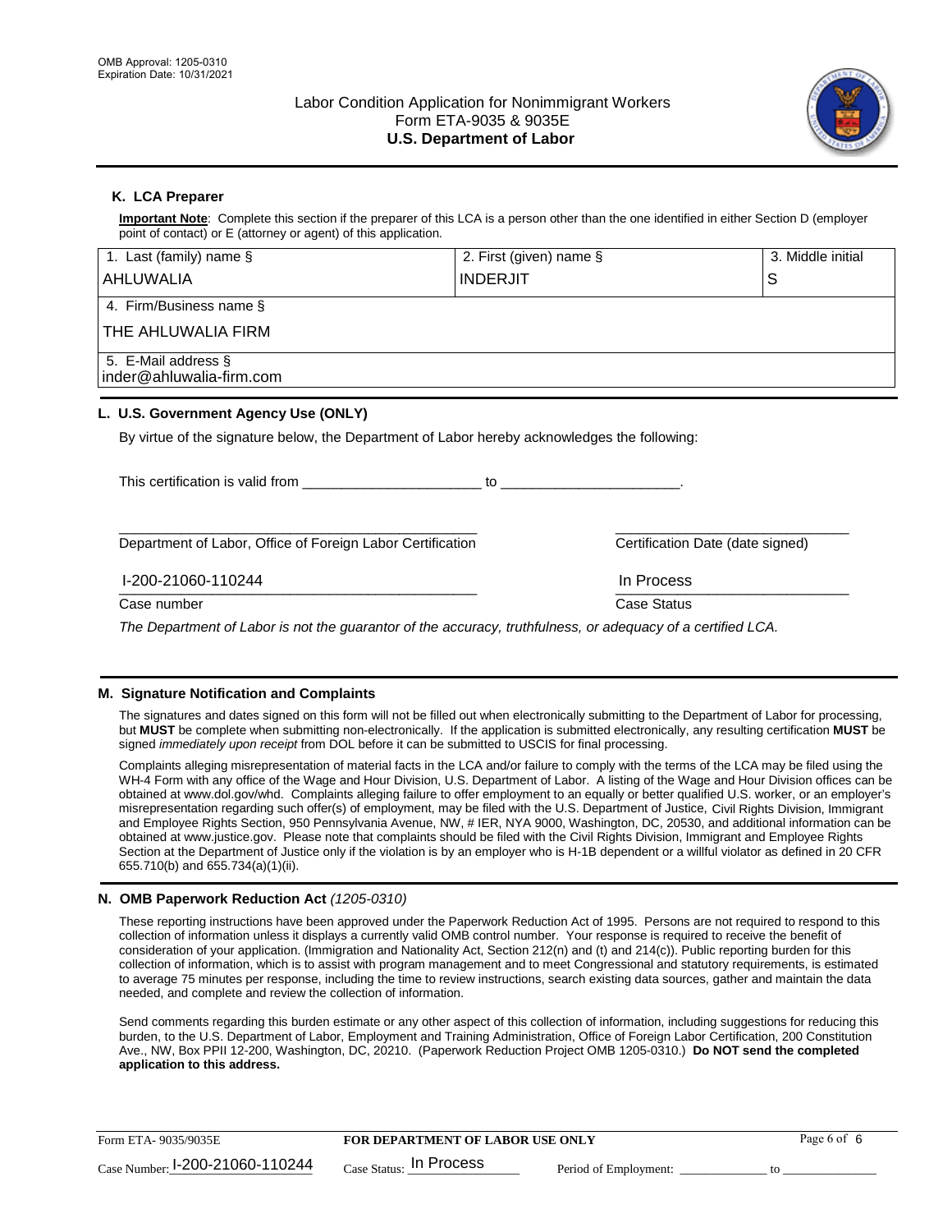OMB Approval: 1205-0310
Expiration Date: 10/31/2021

# Labor Condition Application for Nonimmigrant Workers
Form ETA-9035 & 9035E
**U.S. Department of Labor**

### K. LCA Preparer

**Important Note**: Complete this section if the preparer of this LCA is a person other than the one identified in either Section D (employer point of contact) or E (attorney or agent) of this application.

| 1. Last (family) name § | 2. First (given) name § | 3. Middle initial |
|---|---|---|
| AHLUWALIA | INDERJIT | S |
| 4. Firm/Business name § | | |
| THE AHLUWALIA FIRM | | |
| 5. E-Mail address § | | |
| inder@ahluwalia-firm.com | | |

### L. U.S. Government Agency Use (ONLY)

By virtue of the signature below, the Department of Labor hereby acknowledges the following:

This certification is valid from _______________________ to _______________________.

_______________________________________________ Department of Labor, Office of Foreign Labor Certification

_______________________________ Certification Date (date signed)

I-200-21060-110244
Case number

In Process
Case Status

*The Department of Labor is not the guarantor of the accuracy, truthfulness, or adequacy of a certified LCA.*

### M. Signature Notification and Complaints

The signatures and dates signed on this form will not be filled out when electronically submitting to the Department of Labor for processing, but **MUST** be complete when submitting non-electronically. If the application is submitted electronically, any resulting certification **MUST** be signed *immediately upon receipt* from DOL before it can be submitted to USCIS for final processing.

Complaints alleging misrepresentation of material facts in the LCA and/or failure to comply with the terms of the LCA may be filed using the WH-4 Form with any office of the Wage and Hour Division, U.S. Department of Labor. A listing of the Wage and Hour Division offices can be obtained at www.dol.gov/whd. Complaints alleging failure to offer employment to an equally or better qualified U.S. worker, or an employer's misrepresentation regarding such offer(s) of employment, may be filed with the U.S. Department of Justice, Civil Rights Division, Immigrant and Employee Rights Section, 950 Pennsylvania Avenue, NW, # IER, NYA 9000, Washington, DC, 20530, and additional information can be obtained at www.justice.gov. Please note that complaints should be filed with the Civil Rights Division, Immigrant and Employee Rights Section at the Department of Justice only if the violation is by an employer who is H-1B dependent or a willful violator as defined in 20 CFR 655.710(b) and 655.734(a)(1)(ii).

### N. OMB Paperwork Reduction Act *(1205-0310)*

These reporting instructions have been approved under the Paperwork Reduction Act of 1995. Persons are not required to respond to this collection of information unless it displays a currently valid OMB control number. Your response is required to receive the benefit of consideration of your application. (Immigration and Nationality Act, Section 212(n) and (t) and 214(c)). Public reporting burden for this collection of information, which is to assist with program management and to meet Congressional and statutory requirements, is estimated to average 75 minutes per response, including the time to review instructions, search existing data sources, gather and maintain the data needed, and complete and review the collection of information.

Send comments regarding this burden estimate or any other aspect of this collection of information, including suggestions for reducing this burden, to the U.S. Department of Labor, Employment and Training Administration, Office of Foreign Labor Certification, 200 Constitution Ave., NW, Box PPII 12-200, Washington, DC, 20210. (Paperwork Reduction Project OMB 1205-0310.) **Do NOT send the completed application to this address.**